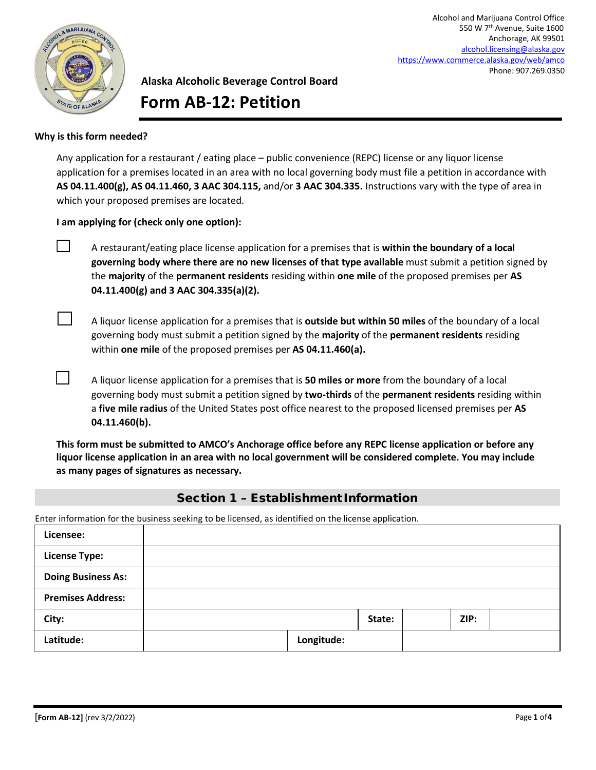Alcohol and Marijuana Control Office
550 W 7th Avenue, Suite 1600
Anchorage, AK 99501
alcohol.licensing@alaska.gov
https://www.commerce.alaska.gov/web/amco
Phone: 907.269.0350

**Alaska Alcoholic Beverage Control Board**

# Form AB-12: Petition

**Why is this form needed?**

Any application for a restaurant / eating place – public convenience (REPC) license or any liquor license application for a premises located in an area with no local governing body must file a petition in accordance with **AS 04.11.400(g), AS 04.11.460, 3 AAC 304.115,** and/or **3 AAC 304.335.** Instructions vary with the type of area in which your proposed premises are located.

**I am applying for (check only one option):**

☐ A restaurant/eating place license application for a premises that is **within the boundary of a local governing body where there are no new licenses of that type available** must submit a petition signed by the **majority** of the **permanent residents** residing within **one mile** of the proposed premises per **AS 04.11.400(g) and 3 AAC 304.335(a)(2).**

☐ A liquor license application for a premises that is **outside but within 50 miles** of the boundary of a local governing body must submit a petition signed by the **majority** of the **permanent residents** residing within **one mile** of the proposed premises per **AS 04.11.460(a).**

☐ A liquor license application for a premises that is **50 miles or more** from the boundary of a local governing body must submit a petition signed by **two-thirds** of the **permanent residents** residing within a **five mile radius** of the United States post office nearest to the proposed licensed premises per **AS 04.11.460(b).**

**This form must be submitted to AMCO's Anchorage office before any REPC license application or before any liquor license application in an area with no local government will be considered complete. You may include as many pages of signatures as necessary.**

## Section 1 – Establishment Information

Enter information for the business seeking to be licensed, as identified on the license application.

| | | | | | |
|---|---|---|---|---|---|
| **Licensee:** | | | | | |
| **License Type:** | | | | | |
| **Doing Business As:** | | | | | |
| **Premises Address:** | | | | | |
| **City:** | | **State:** | | **ZIP:** | |
| **Latitude:** | | **Longitude:** | | | |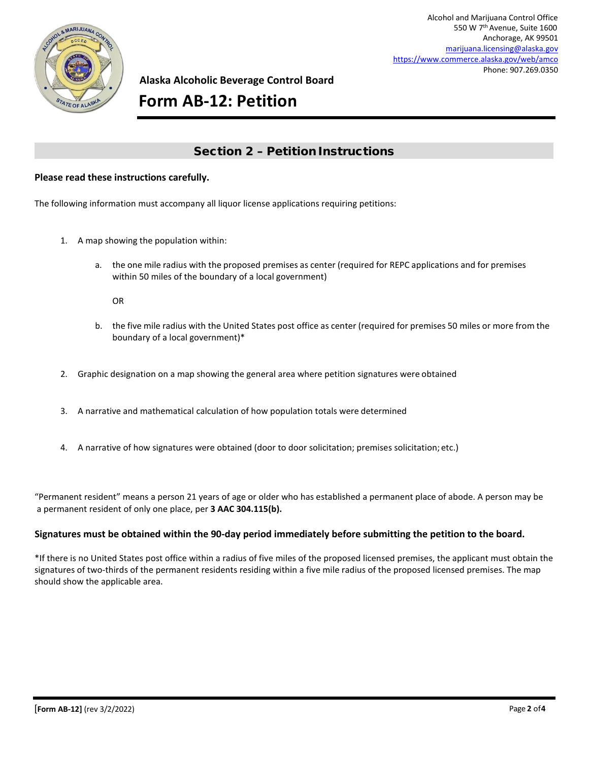Alcohol and Marijuana Control Office
550 W 7th Avenue, Suite 1600
Anchorage, AK 99501
marijuana.licensing@alaska.gov
https://www.commerce.alaska.gov/web/amco
Phone: 907.269.0350

**Alaska Alcoholic Beverage Control Board**

# Form AB-12: Petition

## Section 2 – Petition Instructions

**Please read these instructions carefully.**

The following information must accompany all liquor license applications requiring petitions:

1. A map showing the population within:

   a. the one mile radius with the proposed premises as center (required for REPC applications and for premises within 50 miles of the boundary of a local government)

   OR

   b. the five mile radius with the United States post office as center (required for premises 50 miles or more from the boundary of a local government)*

2. Graphic designation on a map showing the general area where petition signatures were obtained

3. A narrative and mathematical calculation of how population totals were determined

4. A narrative of how signatures were obtained (door to door solicitation; premises solicitation; etc.)

"Permanent resident" means a person 21 years of age or older who has established a permanent place of abode. A person may be a permanent resident of only one place, per **3 AAC 304.115(b).**

**Signatures must be obtained within the 90-day period immediately before submitting the petition to the board.**

*If there is no United States post office within a radius of five miles of the proposed licensed premises, the applicant must obtain the signatures of two-thirds of the permanent residents residing within a five mile radius of the proposed licensed premises. The map should show the applicable area.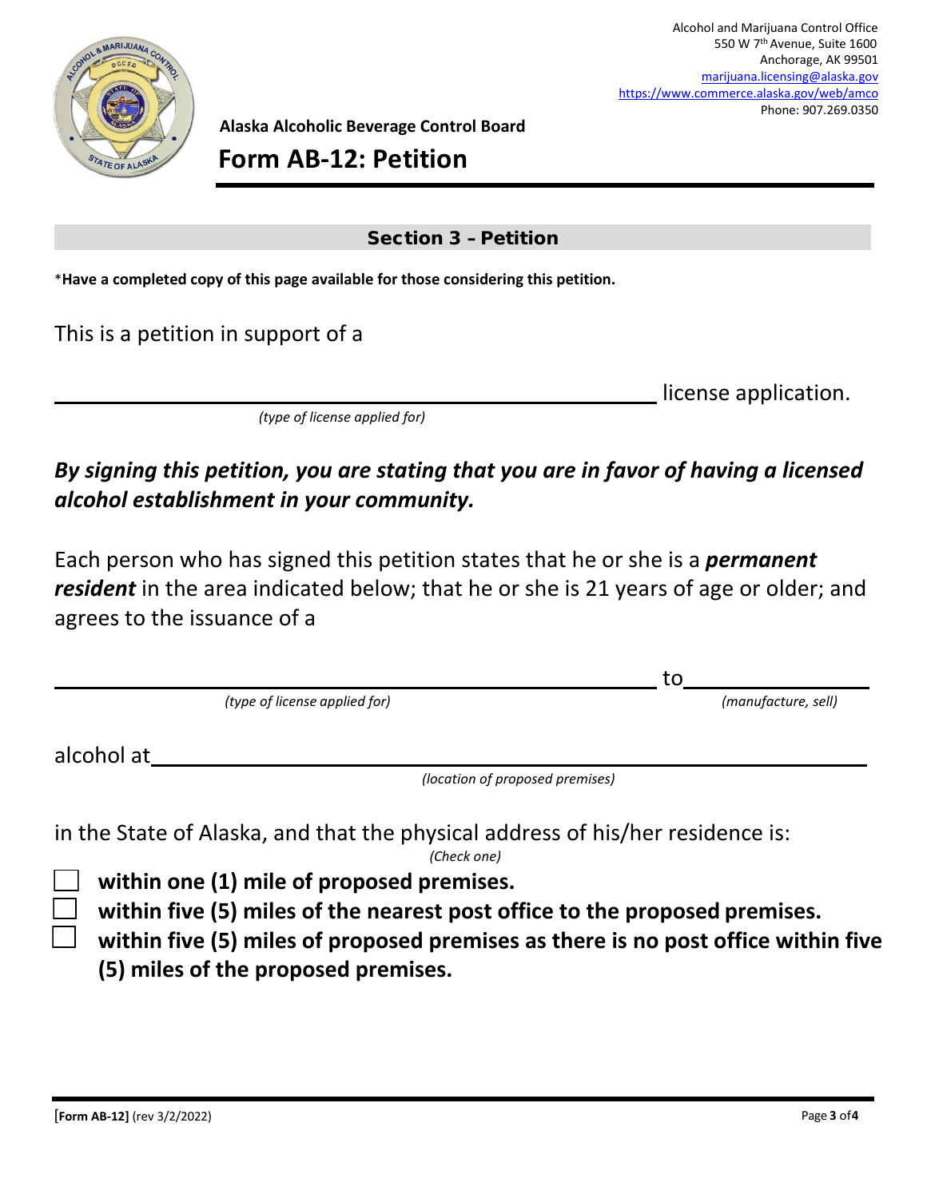Alcohol and Marijuana Control Office
550 W 7th Avenue, Suite 1600
Anchorage, AK 99501
marijuana.licensing@alaska.gov
https://www.commerce.alaska.gov/web/amco
Phone: 907.269.0350

**Alaska Alcoholic Beverage Control Board**

# Form AB-12: Petition

## Section 3 – Petition

\***Have a completed copy of this page available for those considering this petition.**

This is a petition in support of a

\_\_\_\_\_\_\_\_\_\_\_\_\_\_\_\_\_\_\_\_\_\_\_\_\_\_\_\_\_\_\_\_\_\_\_\_\_\_\_\_ license application.
*(type of license applied for)*

***By signing this petition, you are stating that you are in favor of having a licensed alcohol establishment in your community.***

Each person who has signed this petition states that he or she is a ***permanent resident*** in the area indicated below; that he or she is 21 years of age or older; and agrees to the issuance of a

\_\_\_\_\_\_\_\_\_\_\_\_\_\_\_\_\_\_\_\_\_\_\_\_\_\_\_\_\_\_\_\_\_\_\_\_\_\_\_\_ to \_\_\_\_\_\_\_\_\_\_\_\_\_\_\_
*(type of license applied for)* *(manufacture, sell)*

alcohol at \_\_\_\_\_\_\_\_\_\_\_\_\_\_\_\_\_\_\_\_\_\_\_\_\_\_\_\_\_\_\_\_\_\_\_\_\_\_\_\_\_\_\_\_\_\_\_\_
*(location of proposed premises)*

in the State of Alaska, and that the physical address of his/her residence is:
*(Check one)*

- ☐ **within one (1) mile of proposed premises.**
- ☐ **within five (5) miles of the nearest post office to the proposed premises.**
- ☐ **within five (5) miles of proposed premises as there is no post office within five (5) miles of the proposed premises.**

[**Form AB-12]** (rev 3/2/2022)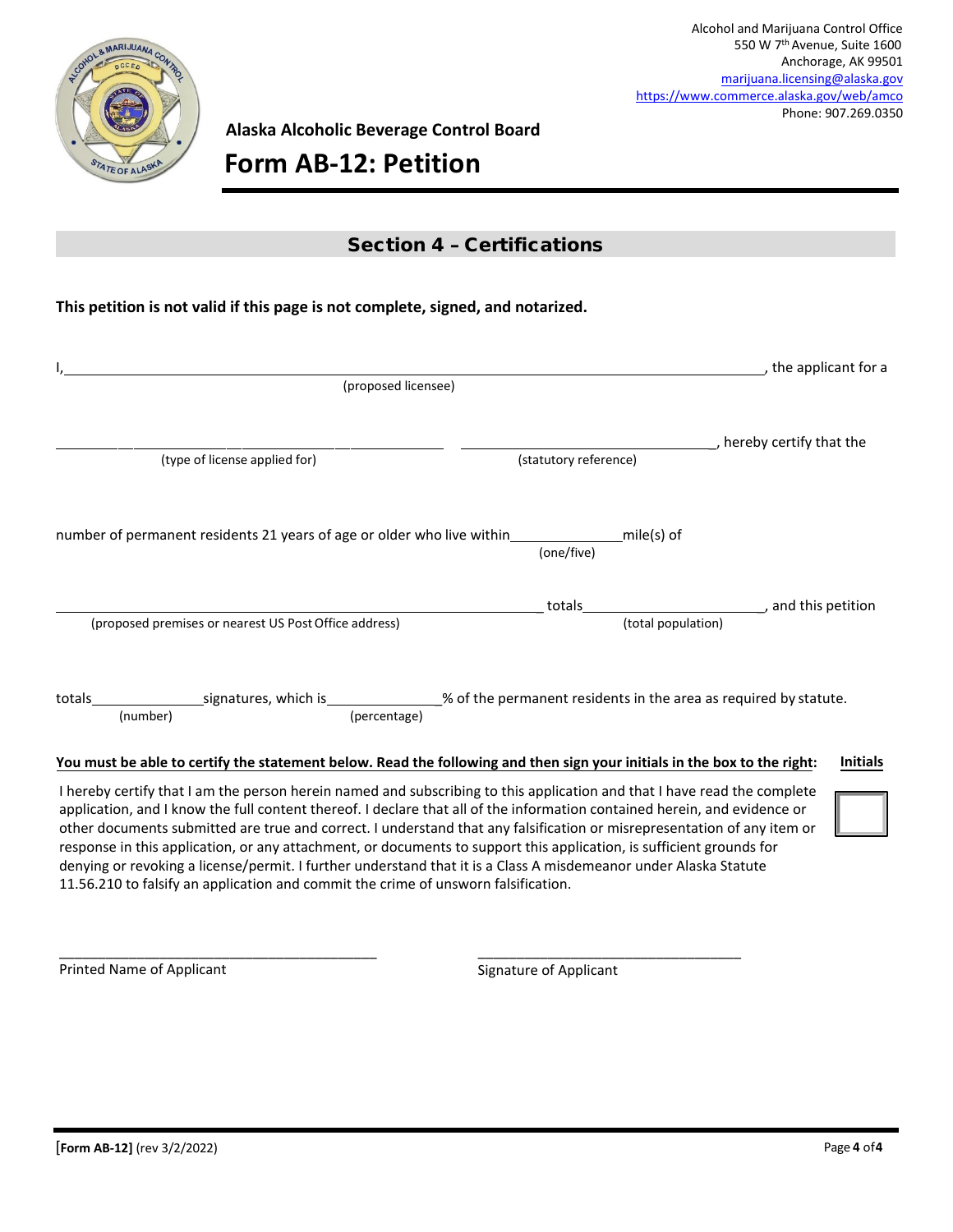Alcohol and Marijuana Control Office
550 W 7th Avenue, Suite 1600
Anchorage, AK 99501
marijuana.licensing@alaska.gov
https://www.commerce.alaska.gov/web/amco
Phone: 907.269.0350

**Alaska Alcoholic Beverage Control Board**

# Form AB-12: Petition

## Section 4 – Certifications

**This petition is not valid if this page is not complete, signed, and notarized.**

I, ______________________________________________ (proposed licensee), the applicant for a

______________________________ (type of license applied for) ______________________ (statutory reference), hereby certify that the

number of permanent residents 21 years of age or older who live within __________ (one/five) mile(s) of

______________________________________________ (proposed premises or nearest US Post Office address) totals __________________ (total population), and this petition

totals __________ (number) signatures, which is __________ (percentage) % of the permanent residents in the area as required by statute.

**You must be able to certify the statement below. Read the following and then sign your initials in the box to the right:** **Initials**

I hereby certify that I am the person herein named and subscribing to this application and that I have read the complete application, and I know the full content thereof. I declare that all of the information contained herein, and evidence or other documents submitted are true and correct. I understand that any falsification or misrepresentation of any item or response in this application, or any attachment, or documents to support this application, is sufficient grounds for denying or revoking a license/permit. I further understand that it is a Class A misdemeanor under Alaska Statute 11.56.210 to falsify an application and commit the crime of unsworn falsification.

______________________________ Printed Name of Applicant

______________________________ Signature of Applicant

[Form AB-12] (rev 3/2/2022)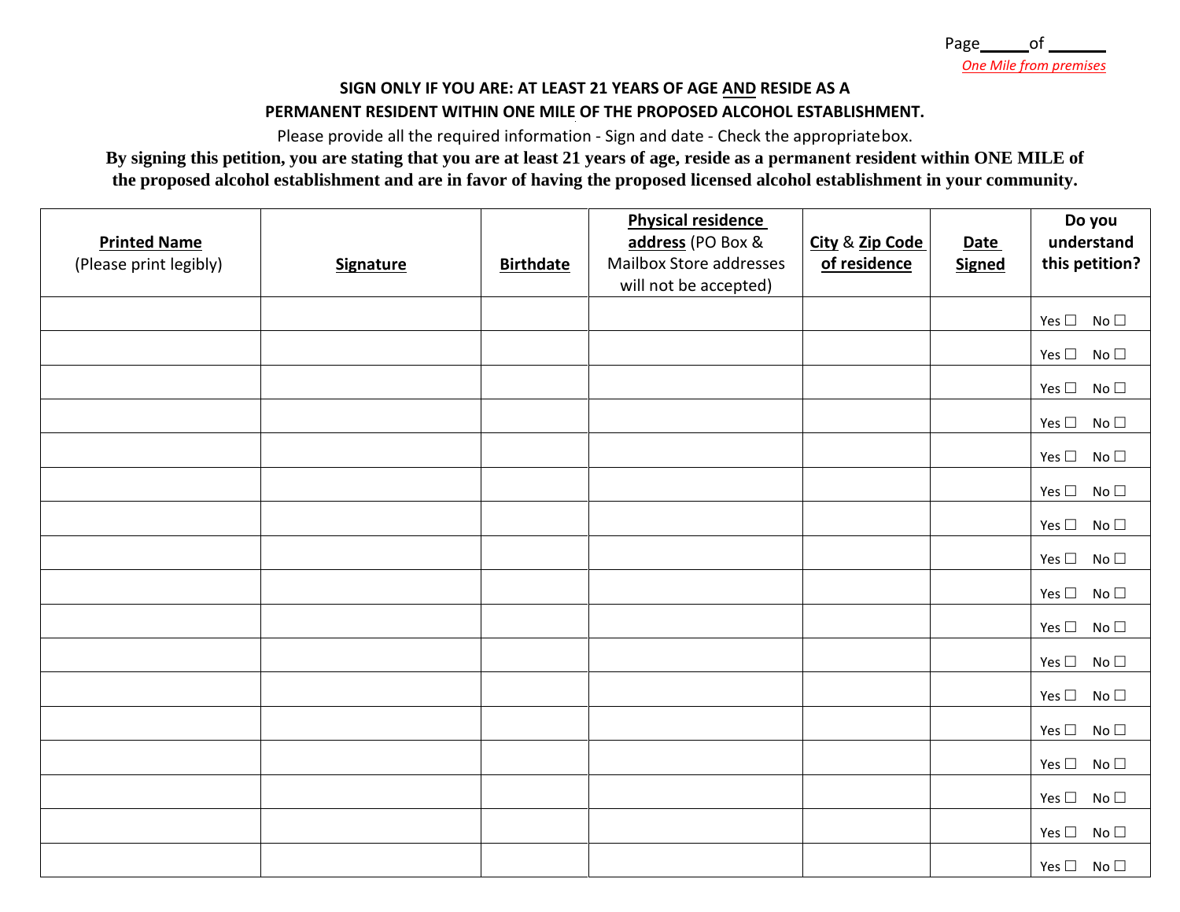Page\_\_\_\_\_of \_\_\_\_\_\_

*One Mile from premises*

**SIGN ONLY IF YOU ARE: AT LEAST 21 YEARS OF AGE AND RESIDE AS A PERMANENT RESIDENT WITHIN ONE MILE OF THE PROPOSED ALCOHOL ESTABLISHMENT.**

Please provide all the required information - Sign and date - Check the appropriate box.

**By signing this petition, you are stating that you are at least 21 years of age, reside as a permanent resident within ONE MILE of the proposed alcohol establishment and are in favor of having the proposed licensed alcohol establishment in your community.**

| **Printed Name** (Please print legibly) | **Signature** | **Birthdate** | **Physical residence address** (PO Box & Mailbox Store addresses will not be accepted) | **City & Zip Code of residence** | **Date Signed** | **Do you understand this petition?** |
|---|---|---|---|---|---|---|
| | | | | | | Yes ☐ No ☐ |
| | | | | | | Yes ☐ No ☐ |
| | | | | | | Yes ☐ No ☐ |
| | | | | | | Yes ☐ No ☐ |
| | | | | | | Yes ☐ No ☐ |
| | | | | | | Yes ☐ No ☐ |
| | | | | | | Yes ☐ No ☐ |
| | | | | | | Yes ☐ No ☐ |
| | | | | | | Yes ☐ No ☐ |
| | | | | | | Yes ☐ No ☐ |
| | | | | | | Yes ☐ No ☐ |
| | | | | | | Yes ☐ No ☐ |
| | | | | | | Yes ☐ No ☐ |
| | | | | | | Yes ☐ No ☐ |
| | | | | | | Yes ☐ No ☐ |
| | | | | | | Yes ☐ No ☐ |
| | | | | | | Yes ☐ No ☐ |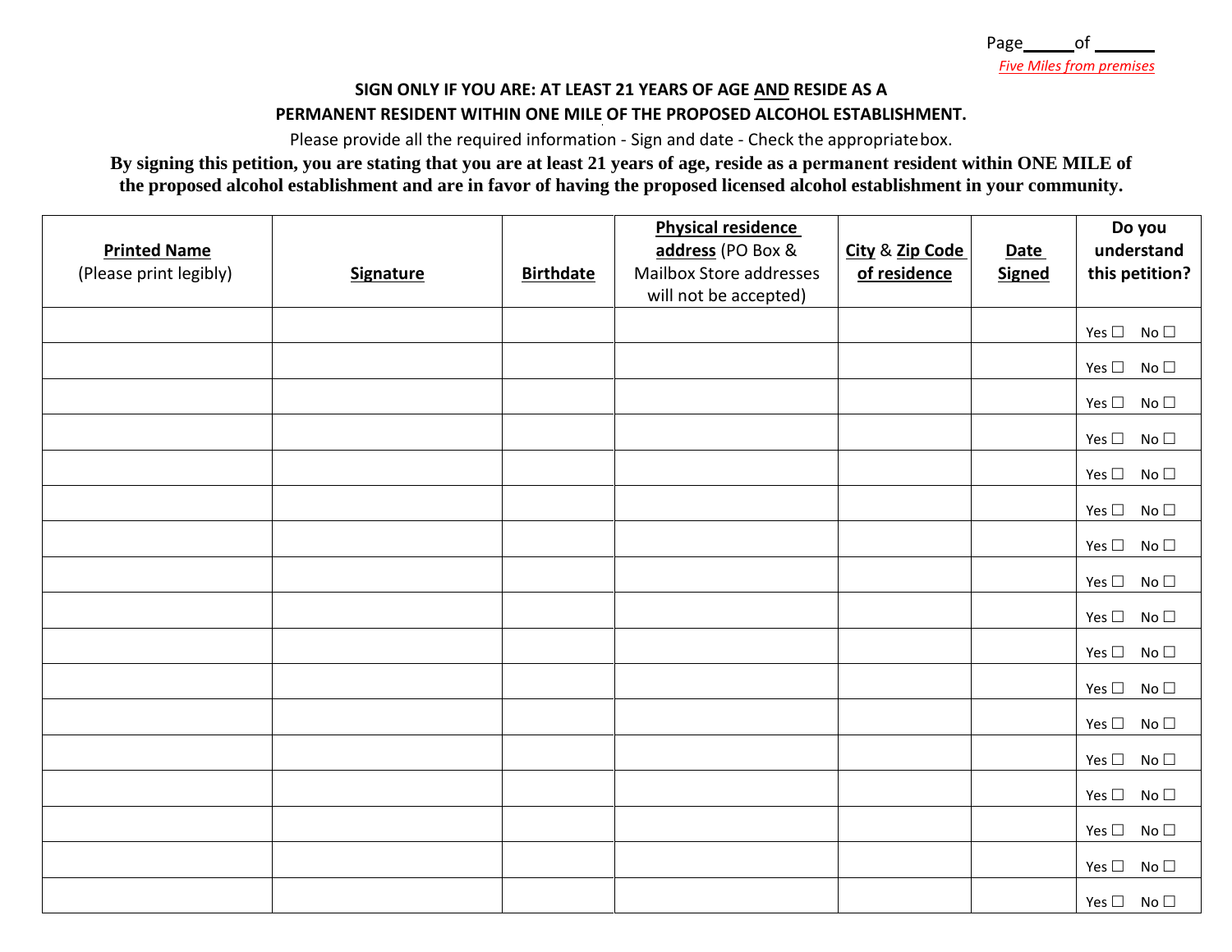Page______of ______

*Five Miles from premises*

**SIGN ONLY IF YOU ARE: AT LEAST 21 YEARS OF AGE AND RESIDE AS A PERMANENT RESIDENT WITHIN ONE MILE OF THE PROPOSED ALCOHOL ESTABLISHMENT.**

Please provide all the required information - Sign and date - Check the appropriate box.

**By signing this petition, you are stating that you are at least 21 years of age, reside as a permanent resident within ONE MILE of the proposed alcohol establishment and are in favor of having the proposed licensed alcohol establishment in your community.**

| **Printed Name** (Please print legibly) | **Signature** | **Birthdate** | **Physical residence address** (PO Box & Mailbox Store addresses will not be accepted) | **City & Zip Code of residence** | **Date Signed** | **Do you understand this petition?** |
|---|---|---|---|---|---|---|
| | | | | | | Yes ☐ No ☐ |
| | | | | | | Yes ☐ No ☐ |
| | | | | | | Yes ☐ No ☐ |
| | | | | | | Yes ☐ No ☐ |
| | | | | | | Yes ☐ No ☐ |
| | | | | | | Yes ☐ No ☐ |
| | | | | | | Yes ☐ No ☐ |
| | | | | | | Yes ☐ No ☐ |
| | | | | | | Yes ☐ No ☐ |
| | | | | | | Yes ☐ No ☐ |
| | | | | | | Yes ☐ No ☐ |
| | | | | | | Yes ☐ No ☐ |
| | | | | | | Yes ☐ No ☐ |
| | | | | | | Yes ☐ No ☐ |
| | | | | | | Yes ☐ No ☐ |
| | | | | | | Yes ☐ No ☐ |
| | | | | | | Yes ☐ No ☐ |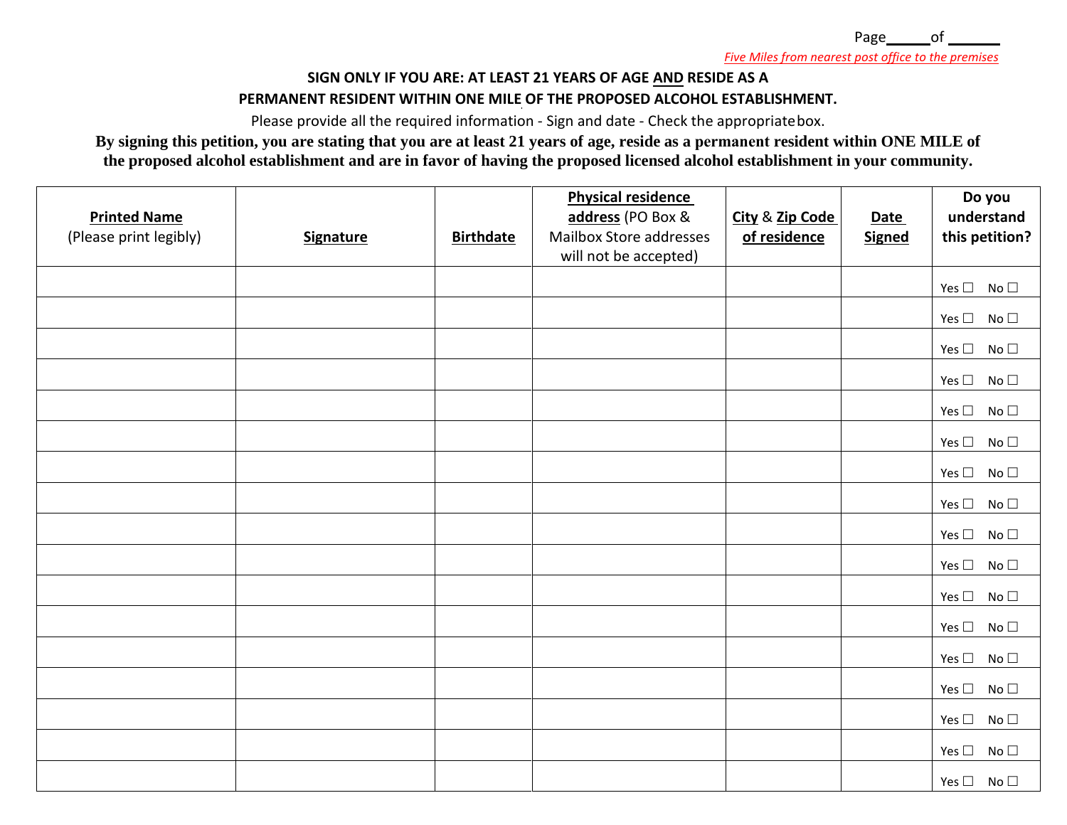Page_____of ______

*Five Miles from nearest post office to the premises*

**SIGN ONLY IF YOU ARE: AT LEAST 21 YEARS OF AGE AND RESIDE AS A PERMANENT RESIDENT WITHIN ONE MILE OF THE PROPOSED ALCOHOL ESTABLISHMENT.**

Please provide all the required information - Sign and date - Check the appropriate box.

**By signing this petition, you are stating that you are at least 21 years of age, reside as a permanent resident within ONE MILE of the proposed alcohol establishment and are in favor of having the proposed licensed alcohol establishment in your community.**

| **Printed Name** (Please print legibly) | **Signature** | **Birthdate** | **Physical residence address** (PO Box & Mailbox Store addresses will not be accepted) | **City & Zip Code of residence** | **Date Signed** | **Do you understand this petition?** |
|---|---|---|---|---|---|---|
| | | | | | | Yes ☐ No ☐ |
| | | | | | | Yes ☐ No ☐ |
| | | | | | | Yes ☐ No ☐ |
| | | | | | | Yes ☐ No ☐ |
| | | | | | | Yes ☐ No ☐ |
| | | | | | | Yes ☐ No ☐ |
| | | | | | | Yes ☐ No ☐ |
| | | | | | | Yes ☐ No ☐ |
| | | | | | | Yes ☐ No ☐ |
| | | | | | | Yes ☐ No ☐ |
| | | | | | | Yes ☐ No ☐ |
| | | | | | | Yes ☐ No ☐ |
| | | | | | | Yes ☐ No ☐ |
| | | | | | | Yes ☐ No ☐ |
| | | | | | | Yes ☐ No ☐ |
| | | | | | | Yes ☐ No ☐ |
| | | | | | | Yes ☐ No ☐ |